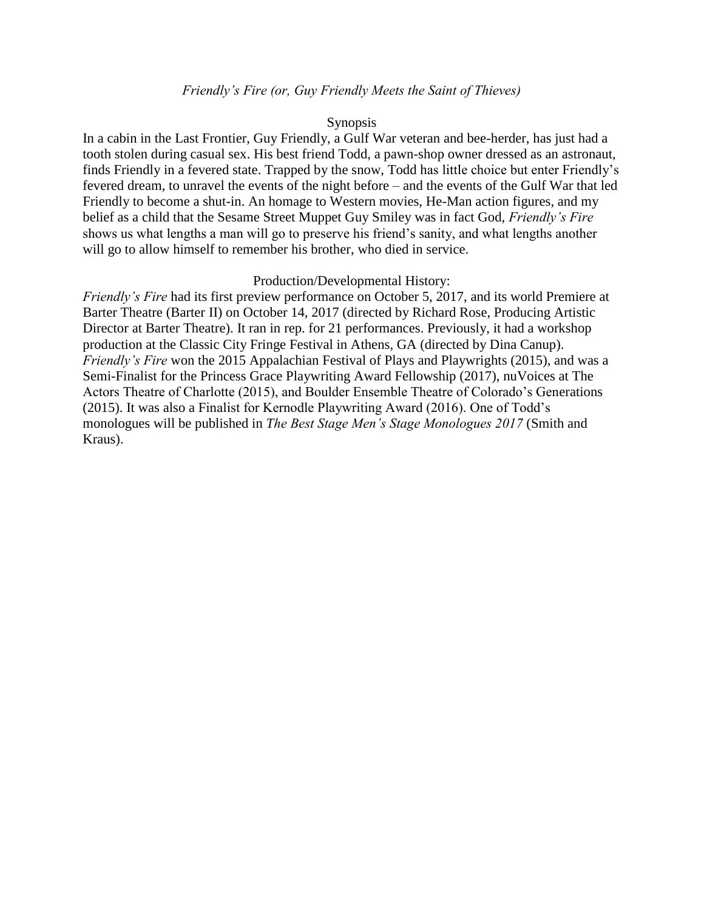*Friendly's Fire (or, Guy Friendly Meets the Saint of Thieves)*

Synopsis

In a cabin in the Last Frontier, Guy Friendly, a Gulf War veteran and bee-herder, has just had a tooth stolen during casual sex. His best friend Todd, a pawn-shop owner dressed as an astronaut, finds Friendly in a fevered state. Trapped by the snow, Todd has little choice but enter Friendly's fevered dream, to unravel the events of the night before – and the events of the Gulf War that led Friendly to become a shut-in. An homage to Western movies, He-Man action figures, and my belief as a child that the Sesame Street Muppet Guy Smiley was in fact God, *Friendly's Fire* shows us what lengths a man will go to preserve his friend's sanity, and what lengths another will go to allow himself to remember his brother, who died in service.

Production/Developmental History:

*Friendly's Fire* had its first preview performance on October 5, 2017, and its world Premiere at Barter Theatre (Barter II) on October 14, 2017 (directed by Richard Rose, Producing Artistic Director at Barter Theatre). It ran in rep. for 21 performances. Previously, it had a workshop production at the Classic City Fringe Festival in Athens, GA (directed by Dina Canup). *Friendly's Fire* won the 2015 Appalachian Festival of Plays and Playwrights (2015), and was a Semi-Finalist for the Princess Grace Playwriting Award Fellowship (2017), nuVoices at The Actors Theatre of Charlotte (2015), and Boulder Ensemble Theatre of Colorado's Generations (2015). It was also a Finalist for Kernodle Playwriting Award (2016). One of Todd's monologues will be published in *The Best Stage Men's Stage Monologues 2017* (Smith and Kraus).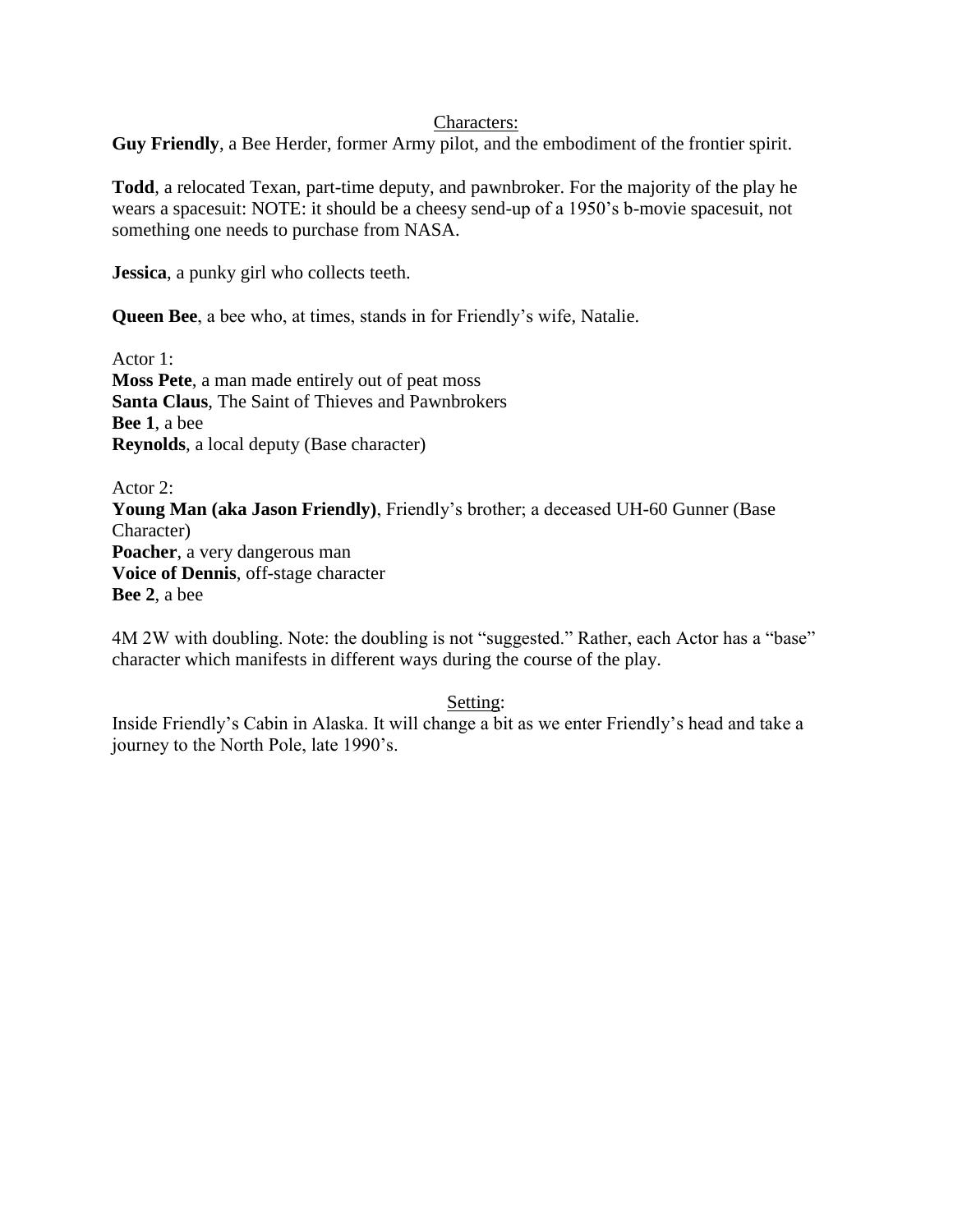## Characters:

**Guy Friendly**, a Bee Herder, former Army pilot, and the embodiment of the frontier spirit.

**Todd**, a relocated Texan, part-time deputy, and pawnbroker. For the majority of the play he wears a spacesuit: NOTE: it should be a cheesy send-up of a 1950's b-movie spacesuit, not something one needs to purchase from NASA.

**Jessica**, a punky girl who collects teeth.

**Queen Bee**, a bee who, at times, stands in for Friendly's wife, Natalie.

Actor 1:
**Moss Pete**, a man made entirely out of peat moss
**Santa Claus**, The Saint of Thieves and Pawnbrokers
**Bee 1**, a bee
**Reynolds**, a local deputy (Base character)

Actor 2:
**Young Man (aka Jason Friendly)**, Friendly's brother; a deceased UH-60 Gunner (Base Character)
**Poacher**, a very dangerous man
**Voice of Dennis**, off-stage character
**Bee 2**, a bee

4M 2W with doubling. Note: the doubling is not "suggested." Rather, each Actor has a "base" character which manifests in different ways during the course of the play.

## Setting:

Inside Friendly's Cabin in Alaska. It will change a bit as we enter Friendly's head and take a journey to the North Pole, late 1990's.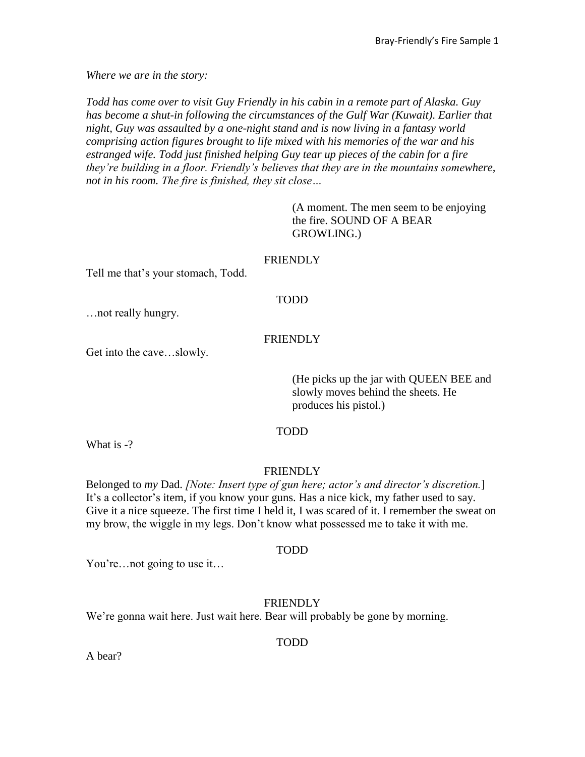*Where we are in the story:*

*Todd has come over to visit Guy Friendly in his cabin in a remote part of Alaska. Guy has become a shut-in following the circumstances of the Gulf War (Kuwait). Earlier that night, Guy was assaulted by a one-night stand and is now living in a fantasy world comprising action figures brought to life mixed with his memories of the war and his estranged wife. Todd just finished helping Guy tear up pieces of the cabin for a fire they're building in a floor. Friendly's believes that they are in the mountains somewhere, not in his room. The fire is finished, they sit close…*

(A moment. The men seem to be enjoying the fire. SOUND OF A BEAR GROWLING.)

FRIENDLY

Tell me that's your stomach, Todd.

TODD

…not really hungry.

FRIENDLY

Get into the cave…slowly.

(He picks up the jar with QUEEN BEE and slowly moves behind the sheets. He produces his pistol.)

TODD

What is -?

FRIENDLY

Belonged to *my* Dad. *[Note: Insert type of gun here; actor's and director's discretion.*] It's a collector's item, if you know your guns. Has a nice kick, my father used to say. Give it a nice squeeze. The first time I held it, I was scared of it. I remember the sweat on my brow, the wiggle in my legs. Don't know what possessed me to take it with me.

TODD

You're…not going to use it…

FRIENDLY

We're gonna wait here. Just wait here. Bear will probably be gone by morning.

TODD

A bear?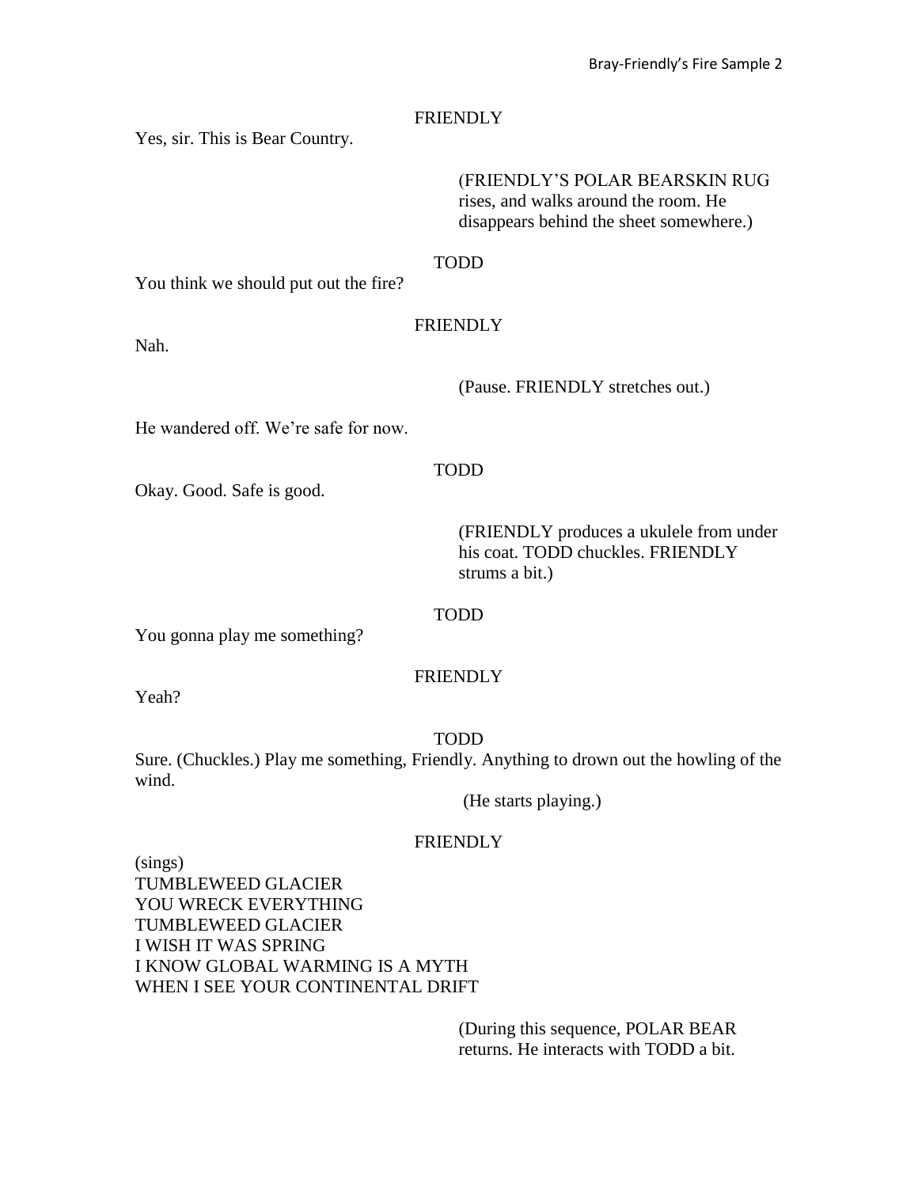FRIENDLY

Yes, sir. This is Bear Country.

(FRIENDLY'S POLAR BEARSKIN RUG rises, and walks around the room. He disappears behind the sheet somewhere.)

TODD

You think we should put out the fire?

FRIENDLY

Nah.

(Pause. FRIENDLY stretches out.)

He wandered off. We're safe for now.

TODD

Okay. Good. Safe is good.

(FRIENDLY produces a ukulele from under his coat. TODD chuckles. FRIENDLY strums a bit.)

TODD

You gonna play me something?

FRIENDLY

Yeah?

TODD

Sure. (Chuckles.) Play me something, Friendly. Anything to drown out the howling of the wind.

(He starts playing.)

FRIENDLY

(sings)
TUMBLEWEED GLACIER
YOU WRECK EVERYTHING
TUMBLEWEED GLACIER
I WISH IT WAS SPRING
I KNOW GLOBAL WARMING IS A MYTH
WHEN I SEE YOUR CONTINENTAL DRIFT

(During this sequence, POLAR BEAR returns. He interacts with TODD a bit.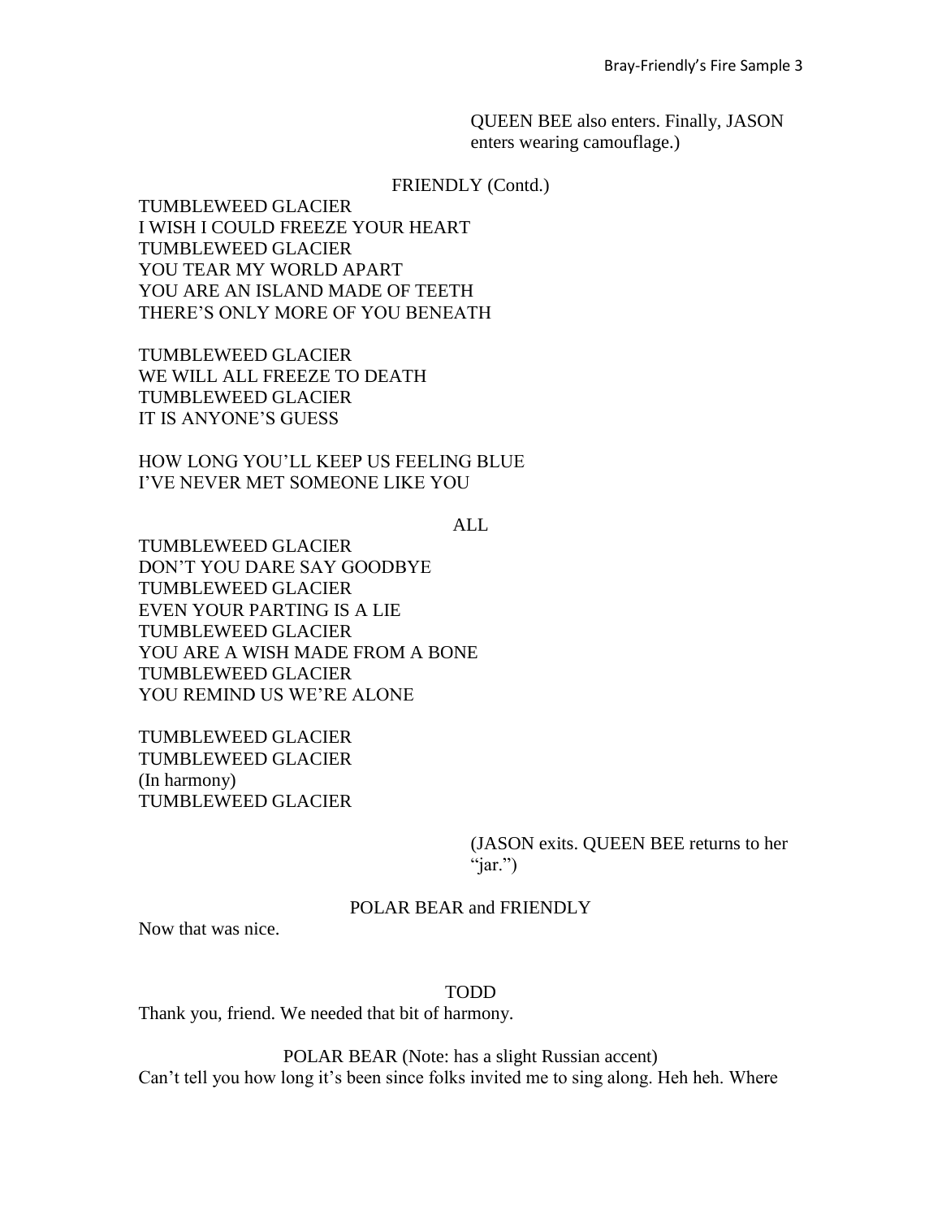QUEEN BEE also enters. Finally, JASON enters wearing camouflage.)

FRIENDLY (Contd.)

TUMBLEWEED GLACIER
I WISH I COULD FREEZE YOUR HEART
TUMBLEWEED GLACIER
YOU TEAR MY WORLD APART
YOU ARE AN ISLAND MADE OF TEETH
THERE'S ONLY MORE OF YOU BENEATH

TUMBLEWEED GLACIER
WE WILL ALL FREEZE TO DEATH
TUMBLEWEED GLACIER
IT IS ANYONE'S GUESS

HOW LONG YOU'LL KEEP US FEELING BLUE
I'VE NEVER MET SOMEONE LIKE YOU

ALL

TUMBLEWEED GLACIER
DON'T YOU DARE SAY GOODBYE
TUMBLEWEED GLACIER
EVEN YOUR PARTING IS A LIE
TUMBLEWEED GLACIER
YOU ARE A WISH MADE FROM A BONE
TUMBLEWEED GLACIER
YOU REMIND US WE'RE ALONE

TUMBLEWEED GLACIER
TUMBLEWEED GLACIER
(In harmony)
TUMBLEWEED GLACIER

(JASON exits. QUEEN BEE returns to her "jar.")

POLAR BEAR and FRIENDLY

Now that was nice.

TODD

Thank you, friend. We needed that bit of harmony.

POLAR BEAR (Note: has a slight Russian accent)

Can't tell you how long it's been since folks invited me to sing along. Heh heh. Where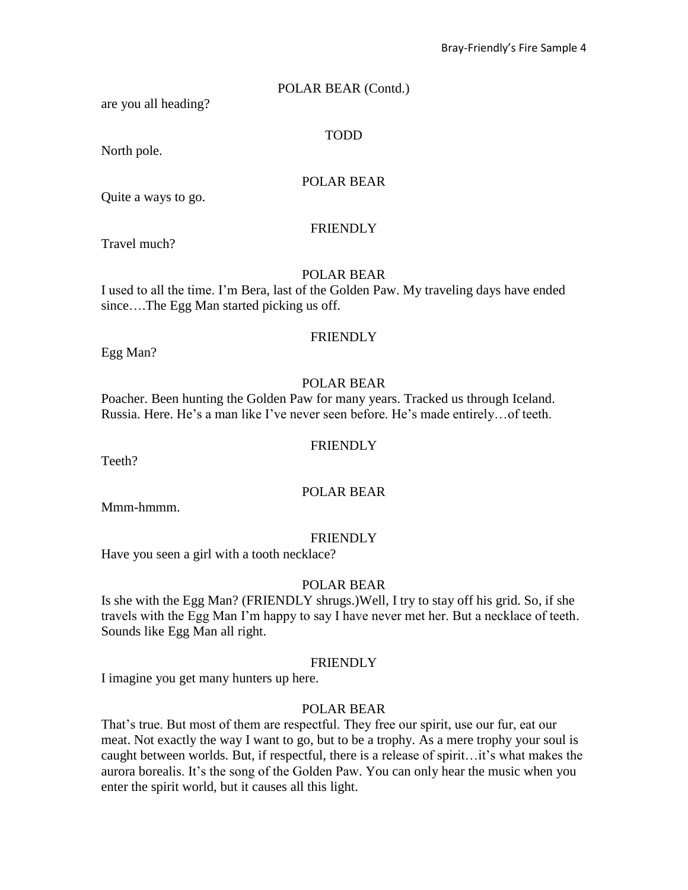POLAR BEAR (Contd.)

are you all heading?

TODD

North pole.

POLAR BEAR

Quite a ways to go.

FRIENDLY

Travel much?

POLAR BEAR

I used to all the time. I'm Bera, last of the Golden Paw. My traveling days have ended since….The Egg Man started picking us off.

FRIENDLY

Egg Man?

POLAR BEAR

Poacher. Been hunting the Golden Paw for many years. Tracked us through Iceland. Russia. Here. He's a man like I've never seen before. He's made entirely…of teeth.

FRIENDLY

Teeth?

POLAR BEAR

Mmm-hmmm.

FRIENDLY

Have you seen a girl with a tooth necklace?

POLAR BEAR

Is she with the Egg Man? (FRIENDLY shrugs.)Well, I try to stay off his grid. So, if she travels with the Egg Man I'm happy to say I have never met her. But a necklace of teeth. Sounds like Egg Man all right.

FRIENDLY

I imagine you get many hunters up here.

POLAR BEAR

That's true. But most of them are respectful. They free our spirit, use our fur, eat our meat. Not exactly the way I want to go, but to be a trophy. As a mere trophy your soul is caught between worlds. But, if respectful, there is a release of spirit…it's what makes the aurora borealis. It's the song of the Golden Paw. You can only hear the music when you enter the spirit world, but it causes all this light.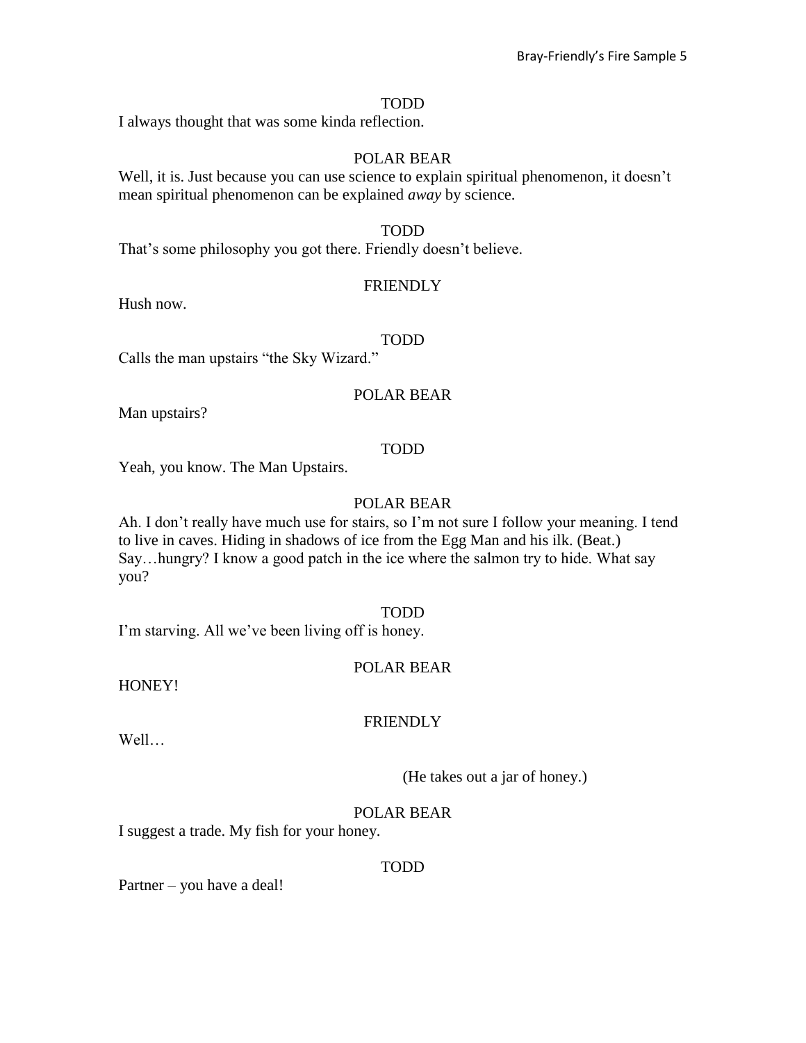TODD

I always thought that was some kinda reflection.

POLAR BEAR

Well, it is. Just because you can use science to explain spiritual phenomenon, it doesn't mean spiritual phenomenon can be explained *away* by science.

TODD

That's some philosophy you got there. Friendly doesn't believe.

FRIENDLY

Hush now.

TODD

Calls the man upstairs "the Sky Wizard."

POLAR BEAR

Man upstairs?

TODD

Yeah, you know. The Man Upstairs.

POLAR BEAR

Ah. I don't really have much use for stairs, so I'm not sure I follow your meaning. I tend to live in caves. Hiding in shadows of ice from the Egg Man and his ilk. (Beat.) Say…hungry? I know a good patch in the ice where the salmon try to hide. What say you?

TODD

I'm starving. All we've been living off is honey.

POLAR BEAR

HONEY!

FRIENDLY

Well…

(He takes out a jar of honey.)

POLAR BEAR

I suggest a trade. My fish for your honey.

TODD

Partner – you have a deal!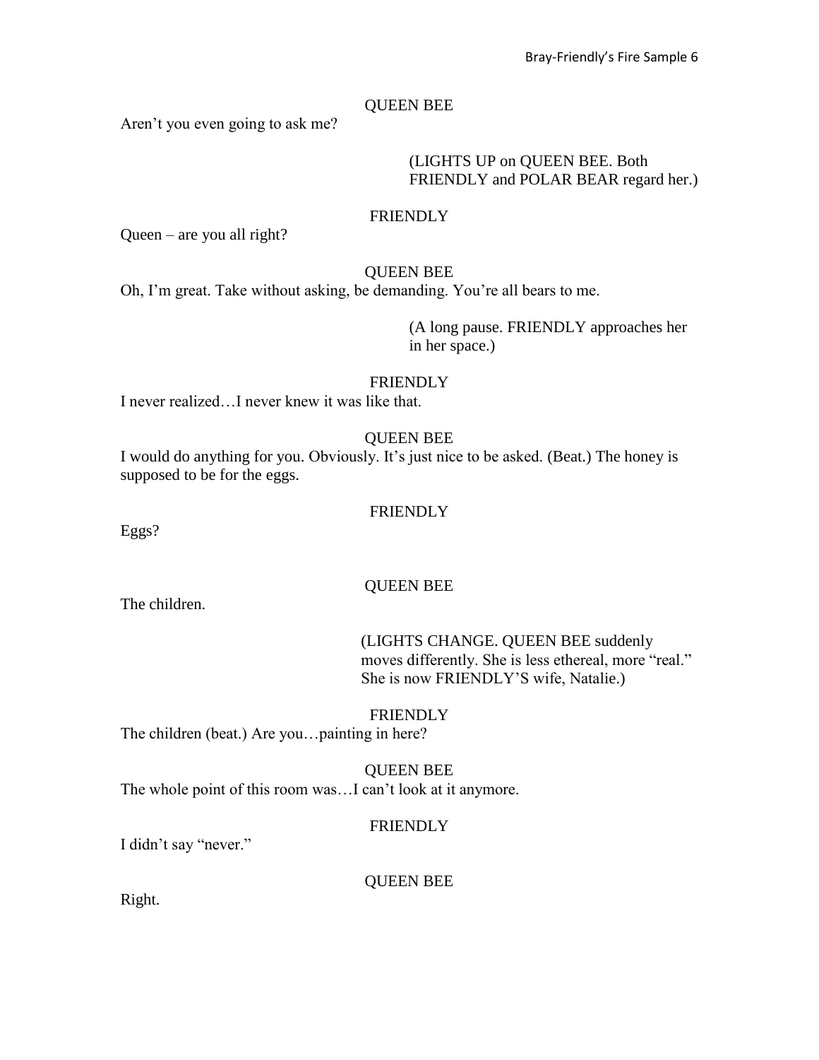QUEEN BEE

Aren't you even going to ask me?

(LIGHTS UP on QUEEN BEE. Both FRIENDLY and POLAR BEAR regard her.)

FRIENDLY

Queen – are you all right?

QUEEN BEE

Oh, I'm great. Take without asking, be demanding. You're all bears to me.

(A long pause. FRIENDLY approaches her in her space.)

FRIENDLY

I never realized…I never knew it was like that.

QUEEN BEE

I would do anything for you. Obviously. It's just nice to be asked. (Beat.) The honey is supposed to be for the eggs.

FRIENDLY

Eggs?

QUEEN BEE

The children.

(LIGHTS CHANGE. QUEEN BEE suddenly moves differently. She is less ethereal, more "real." She is now FRIENDLY'S wife, Natalie.)

FRIENDLY

The children (beat.) Are you…painting in here?

QUEEN BEE

The whole point of this room was…I can't look at it anymore.

FRIENDLY

I didn't say "never."

QUEEN BEE

Right.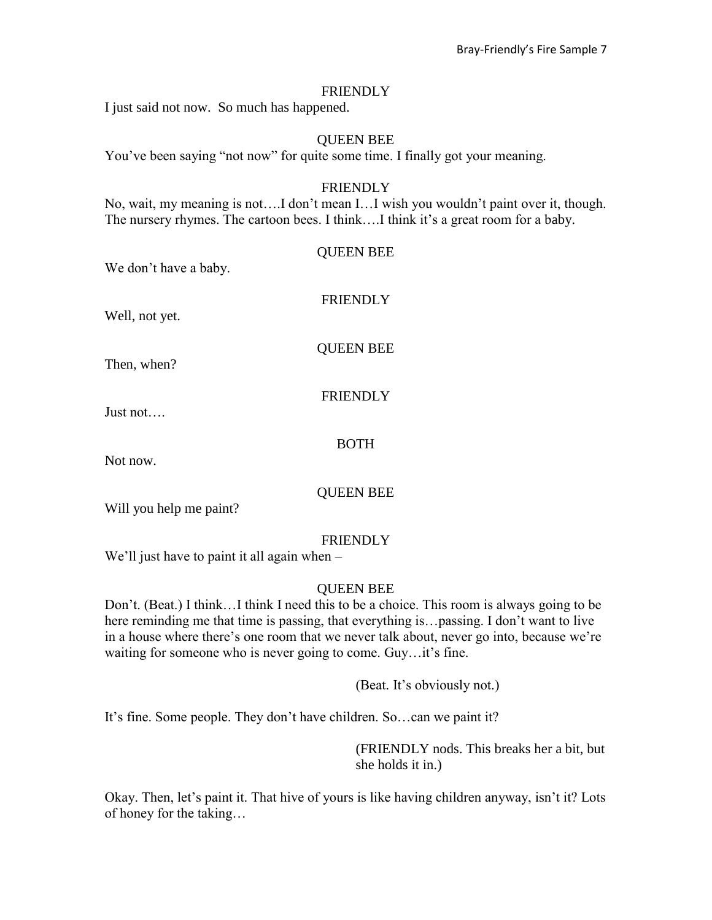FRIENDLY

I just said not now. So much has happened.

QUEEN BEE

You've been saying "not now" for quite some time. I finally got your meaning.

FRIENDLY

No, wait, my meaning is not….I don't mean I…I wish you wouldn't paint over it, though. The nursery rhymes. The cartoon bees. I think….I think it's a great room for a baby.

QUEEN BEE

We don't have a baby.

FRIENDLY

Well, not yet.

QUEEN BEE

Then, when?

FRIENDLY

Just not….

BOTH

Not now.

QUEEN BEE

Will you help me paint?

FRIENDLY

We'll just have to paint it all again when –

QUEEN BEE

Don't. (Beat.) I think…I think I need this to be a choice. This room is always going to be here reminding me that time is passing, that everything is…passing. I don't want to live in a house where there's one room that we never talk about, never go into, because we're waiting for someone who is never going to come. Guy…it's fine.

(Beat. It's obviously not.)

It's fine. Some people. They don't have children. So…can we paint it?

(FRIENDLY nods. This breaks her a bit, but she holds it in.)

Okay. Then, let's paint it. That hive of yours is like having children anyway, isn't it? Lots of honey for the taking…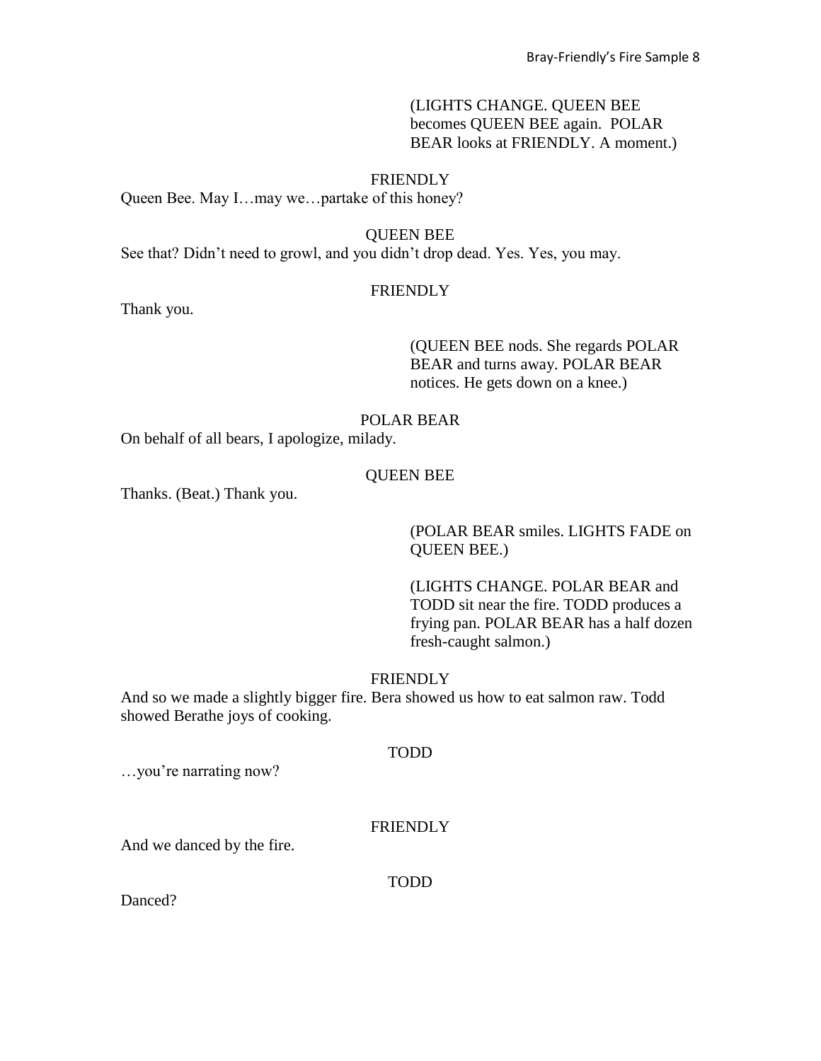(LIGHTS CHANGE. QUEEN BEE becomes QUEEN BEE again. POLAR BEAR looks at FRIENDLY. A moment.)

FRIENDLY

Queen Bee. May I…may we…partake of this honey?

QUEEN BEE

See that? Didn't need to growl, and you didn't drop dead. Yes. Yes, you may.

FRIENDLY

Thank you.

(QUEEN BEE nods. She regards POLAR BEAR and turns away. POLAR BEAR notices. He gets down on a knee.)

POLAR BEAR

On behalf of all bears, I apologize, milady.

QUEEN BEE

Thanks. (Beat.) Thank you.

(POLAR BEAR smiles. LIGHTS FADE on QUEEN BEE.)

(LIGHTS CHANGE. POLAR BEAR and TODD sit near the fire. TODD produces a frying pan. POLAR BEAR has a half dozen fresh-caught salmon.)

FRIENDLY

And so we made a slightly bigger fire. Bera showed us how to eat salmon raw. Todd showed Berathe joys of cooking.

TODD

…you're narrating now?

FRIENDLY

And we danced by the fire.

TODD

Danced?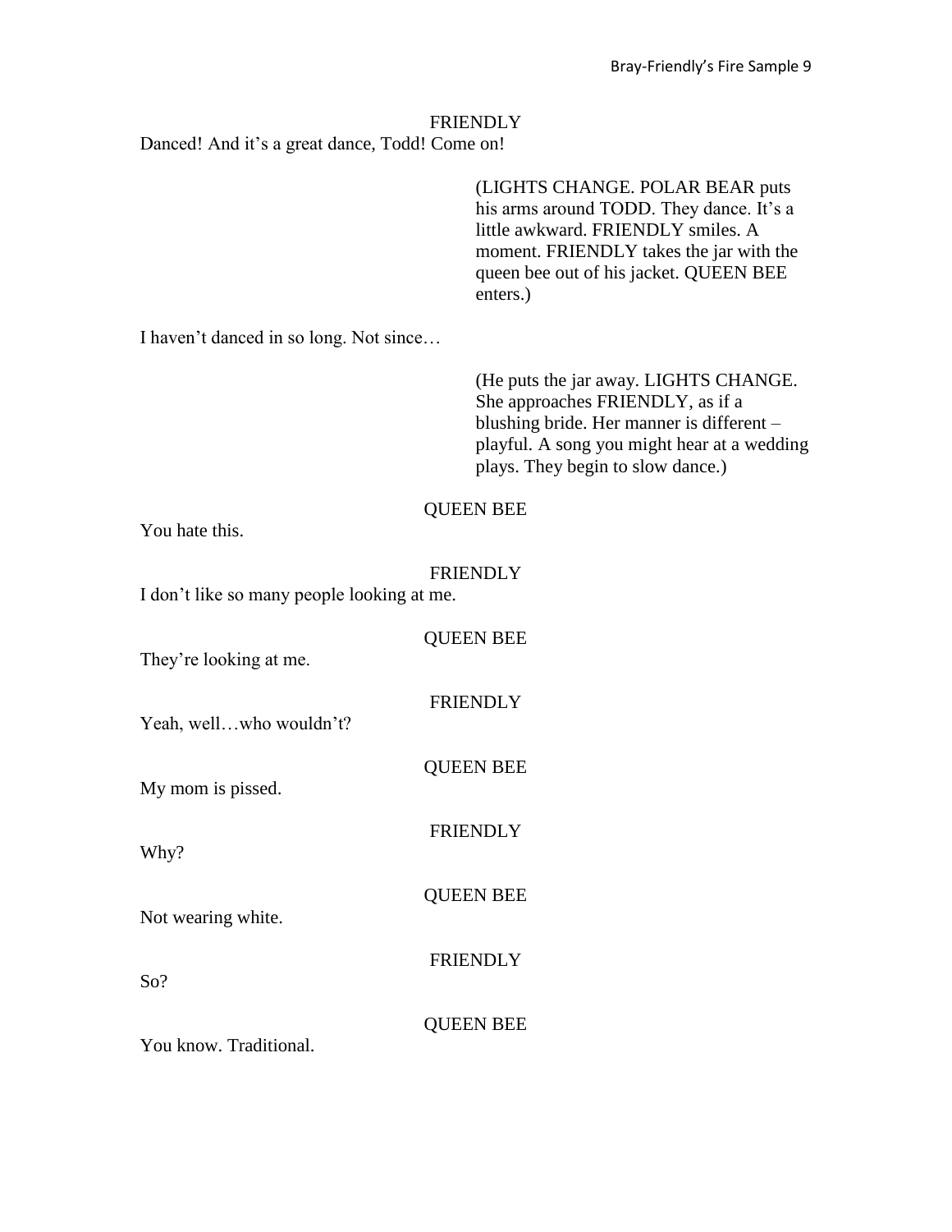FRIENDLY

Danced! And it's a great dance, Todd! Come on!

(LIGHTS CHANGE. POLAR BEAR puts his arms around TODD. They dance. It's a little awkward. FRIENDLY smiles. A moment. FRIENDLY takes the jar with the queen bee out of his jacket. QUEEN BEE enters.)

I haven't danced in so long. Not since…

(He puts the jar away. LIGHTS CHANGE. She approaches FRIENDLY, as if a blushing bride. Her manner is different – playful. A song you might hear at a wedding plays. They begin to slow dance.)

QUEEN BEE

You hate this.

FRIENDLY

I don't like so many people looking at me.

QUEEN BEE

They're looking at me.

FRIENDLY

Yeah, well…who wouldn't?

QUEEN BEE

My mom is pissed.

FRIENDLY

Why?

QUEEN BEE

Not wearing white.

FRIENDLY

So?

QUEEN BEE

You know. Traditional.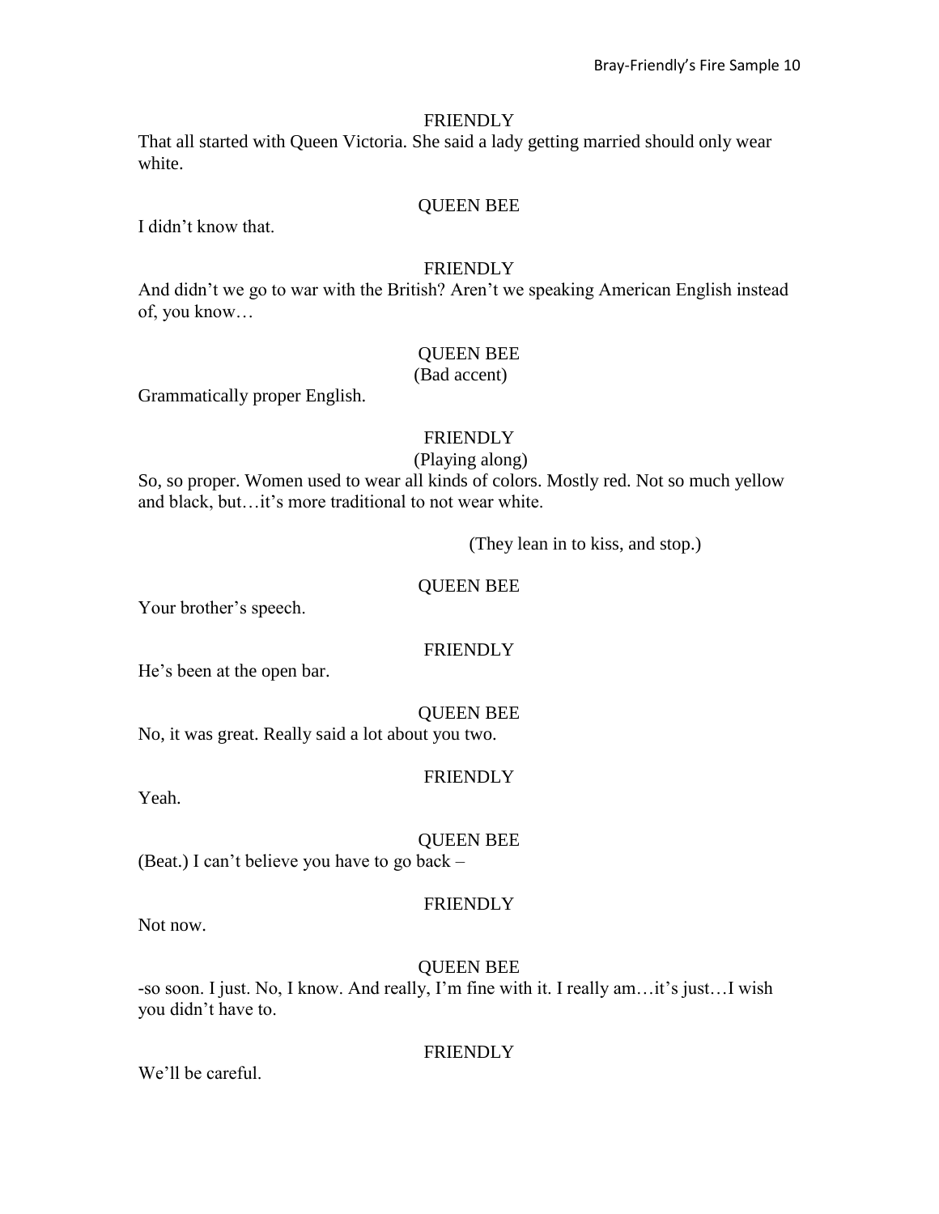FRIENDLY

That all started with Queen Victoria. She said a lady getting married should only wear white.

QUEEN BEE

I didn't know that.

FRIENDLY

And didn't we go to war with the British? Aren't we speaking American English instead of, you know…

QUEEN BEE

(Bad accent)

Grammatically proper English.

FRIENDLY

(Playing along)

So, so proper. Women used to wear all kinds of colors. Mostly red. Not so much yellow and black, but…it's more traditional to not wear white.

(They lean in to kiss, and stop.)

QUEEN BEE

Your brother's speech.

FRIENDLY

He's been at the open bar.

QUEEN BEE

No, it was great. Really said a lot about you two.

FRIENDLY

Yeah.

QUEEN BEE

(Beat.) I can't believe you have to go back –

FRIENDLY

Not now.

QUEEN BEE

-so soon. I just. No, I know. And really, I'm fine with it. I really am…it's just…I wish you didn't have to.

FRIENDLY

We'll be careful.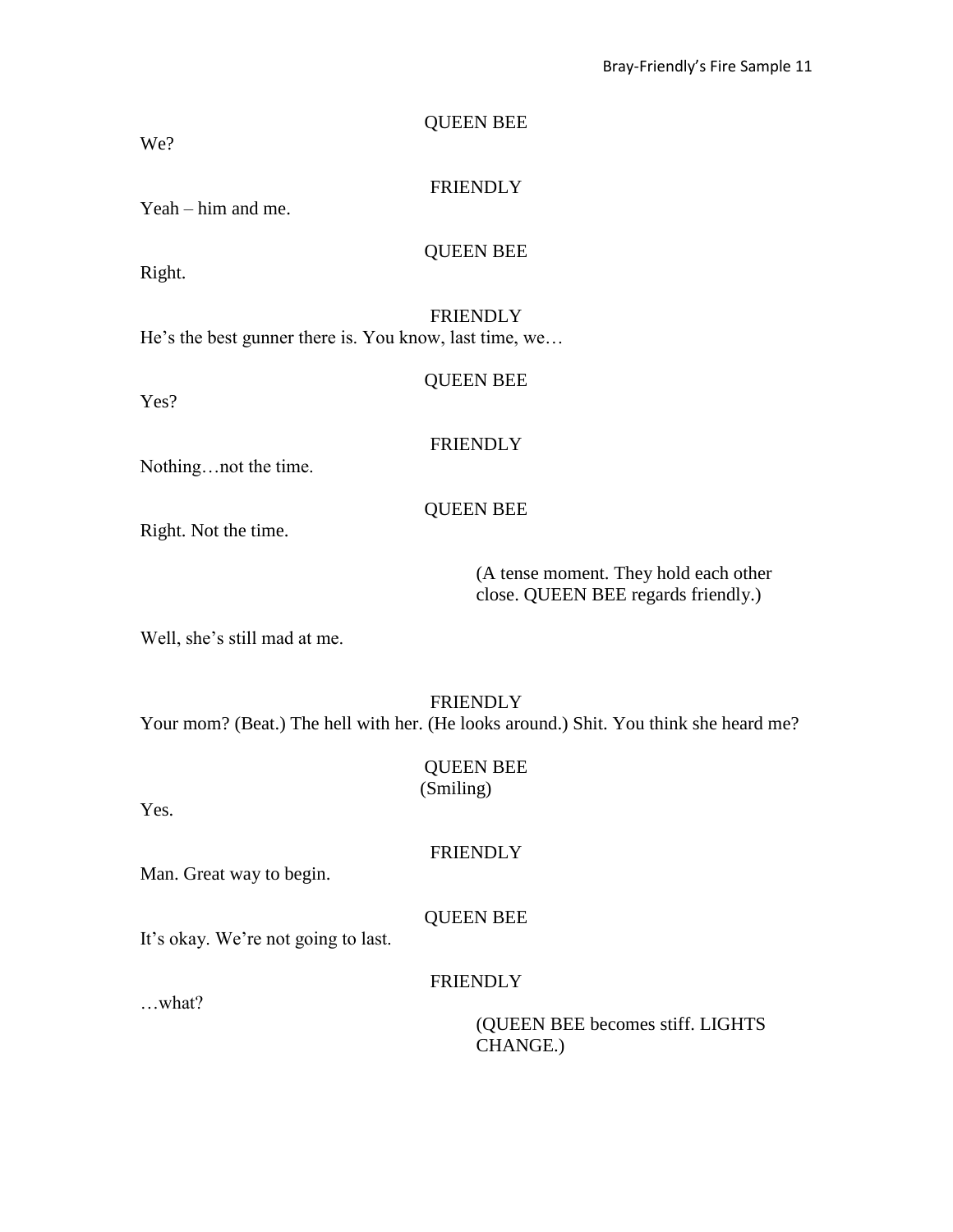QUEEN BEE

We?

FRIENDLY

Yeah – him and me.

QUEEN BEE

Right.

FRIENDLY

He's the best gunner there is. You know, last time, we…

QUEEN BEE

Yes?

FRIENDLY

Nothing…not the time.

QUEEN BEE

Right. Not the time.

(A tense moment. They hold each other close. QUEEN BEE regards friendly.)

Well, she's still mad at me.

FRIENDLY

Your mom? (Beat.) The hell with her. (He looks around.) Shit. You think she heard me?

QUEEN BEE
(Smiling)

Yes.

FRIENDLY

Man. Great way to begin.

QUEEN BEE

It's okay. We're not going to last.

FRIENDLY

…what?

(QUEEN BEE becomes stiff. LIGHTS CHANGE.)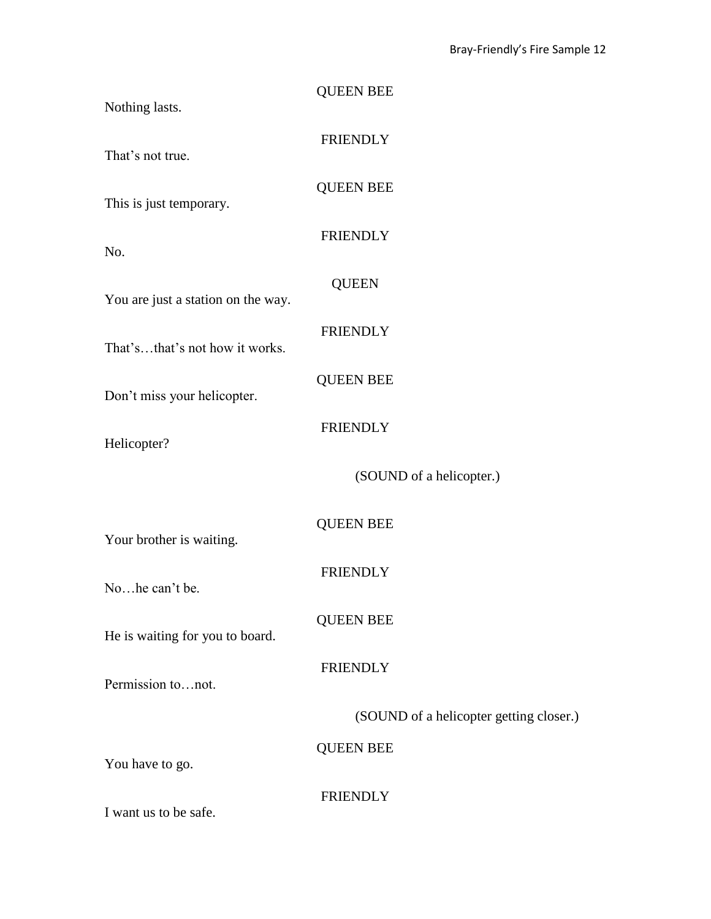QUEEN BEE

Nothing lasts.

FRIENDLY

That's not true.

QUEEN BEE

This is just temporary.

FRIENDLY

No.

QUEEN

You are just a station on the way.

FRIENDLY

That's…that's not how it works.

QUEEN BEE

Don't miss your helicopter.

FRIENDLY

Helicopter?

(SOUND of a helicopter.)

QUEEN BEE

Your brother is waiting.

FRIENDLY

No…he can't be.

QUEEN BEE

He is waiting for you to board.

FRIENDLY

Permission to…not.

(SOUND of a helicopter getting closer.)

QUEEN BEE

You have to go.

FRIENDLY

I want us to be safe.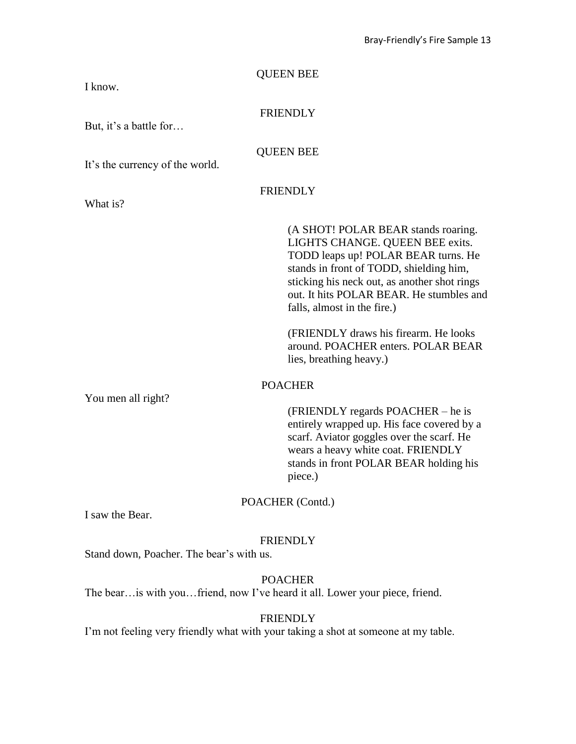QUEEN BEE

I know.

FRIENDLY

But, it's a battle for…

QUEEN BEE

It's the currency of the world.

FRIENDLY

What is?

(A SHOT! POLAR BEAR stands roaring. LIGHTS CHANGE. QUEEN BEE exits. TODD leaps up! POLAR BEAR turns. He stands in front of TODD, shielding him, sticking his neck out, as another shot rings out. It hits POLAR BEAR. He stumbles and falls, almost in the fire.)

(FRIENDLY draws his firearm. He looks around. POACHER enters. POLAR BEAR lies, breathing heavy.)

POACHER

You men all right?

(FRIENDLY regards POACHER – he is entirely wrapped up. His face covered by a scarf. Aviator goggles over the scarf. He wears a heavy white coat. FRIENDLY stands in front POLAR BEAR holding his piece.)

POACHER (Contd.)

I saw the Bear.

FRIENDLY

Stand down, Poacher. The bear's with us.

POACHER

The bear…is with you…friend, now I've heard it all. Lower your piece, friend.

FRIENDLY

I'm not feeling very friendly what with your taking a shot at someone at my table.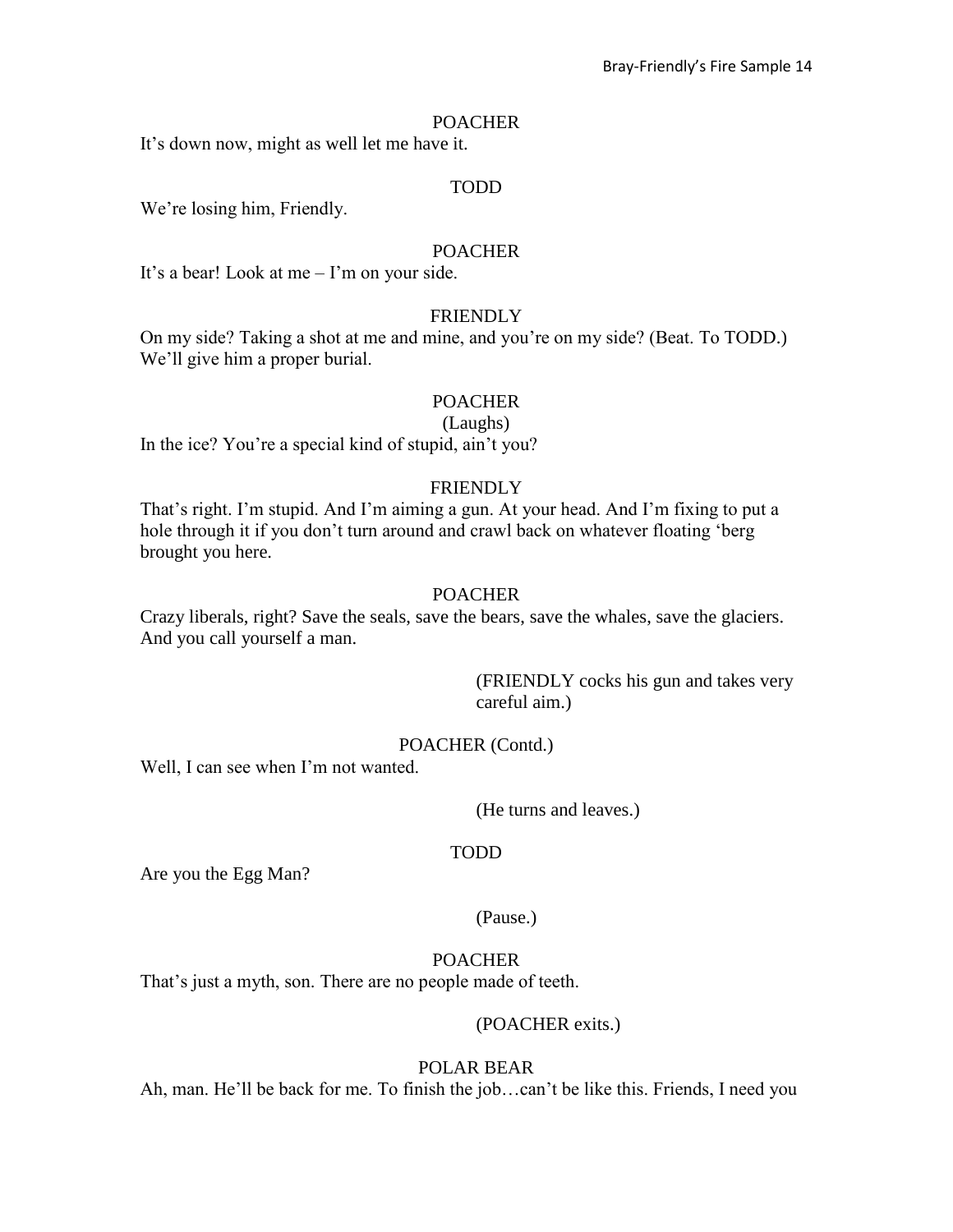POACHER

It's down now, might as well let me have it.

TODD

We're losing him, Friendly.

POACHER

It's a bear! Look at me – I'm on your side.

FRIENDLY

On my side? Taking a shot at me and mine, and you're on my side? (Beat. To TODD.) We'll give him a proper burial.

POACHER

(Laughs)

In the ice? You're a special kind of stupid, ain't you?

FRIENDLY

That's right. I'm stupid. And I'm aiming a gun. At your head. And I'm fixing to put a hole through it if you don't turn around and crawl back on whatever floating 'berg brought you here.

POACHER

Crazy liberals, right? Save the seals, save the bears, save the whales, save the glaciers. And you call yourself a man.

(FRIENDLY cocks his gun and takes very careful aim.)

POACHER (Contd.)

Well, I can see when I'm not wanted.

(He turns and leaves.)

TODD

Are you the Egg Man?

(Pause.)

POACHER

That's just a myth, son. There are no people made of teeth.

(POACHER exits.)

POLAR BEAR

Ah, man. He'll be back for me. To finish the job…can't be like this. Friends, I need you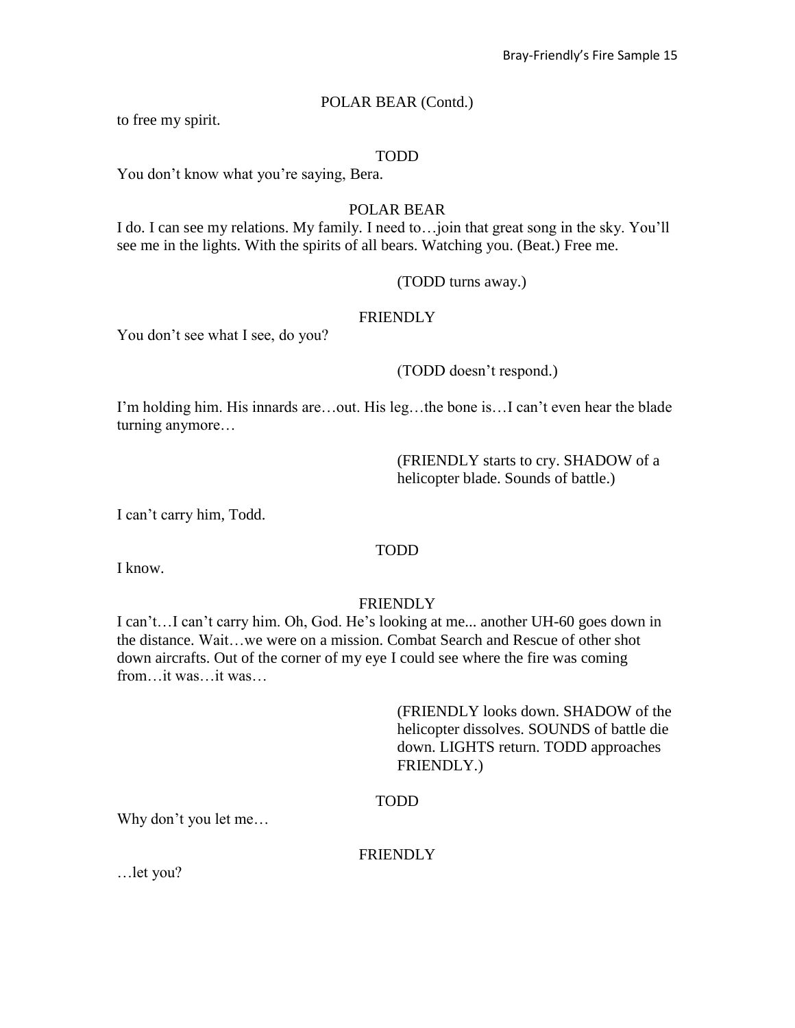POLAR BEAR (Contd.)

to free my spirit.

TODD

You don't know what you're saying, Bera.

POLAR BEAR

I do. I can see my relations. My family. I need to…join that great song in the sky. You'll see me in the lights. With the spirits of all bears. Watching you. (Beat.) Free me.

(TODD turns away.)

FRIENDLY

You don't see what I see, do you?

(TODD doesn't respond.)

I'm holding him. His innards are…out. His leg…the bone is…I can't even hear the blade turning anymore…

(FRIENDLY starts to cry. SHADOW of a helicopter blade. Sounds of battle.)

I can't carry him, Todd.

TODD

I know.

FRIENDLY

I can't…I can't carry him. Oh, God. He's looking at me... another UH-60 goes down in the distance. Wait…we were on a mission. Combat Search and Rescue of other shot down aircrafts. Out of the corner of my eye I could see where the fire was coming from…it was…it was…

(FRIENDLY looks down. SHADOW of the helicopter dissolves. SOUNDS of battle die down. LIGHTS return. TODD approaches FRIENDLY.)

TODD

Why don't you let me…

FRIENDLY

…let you?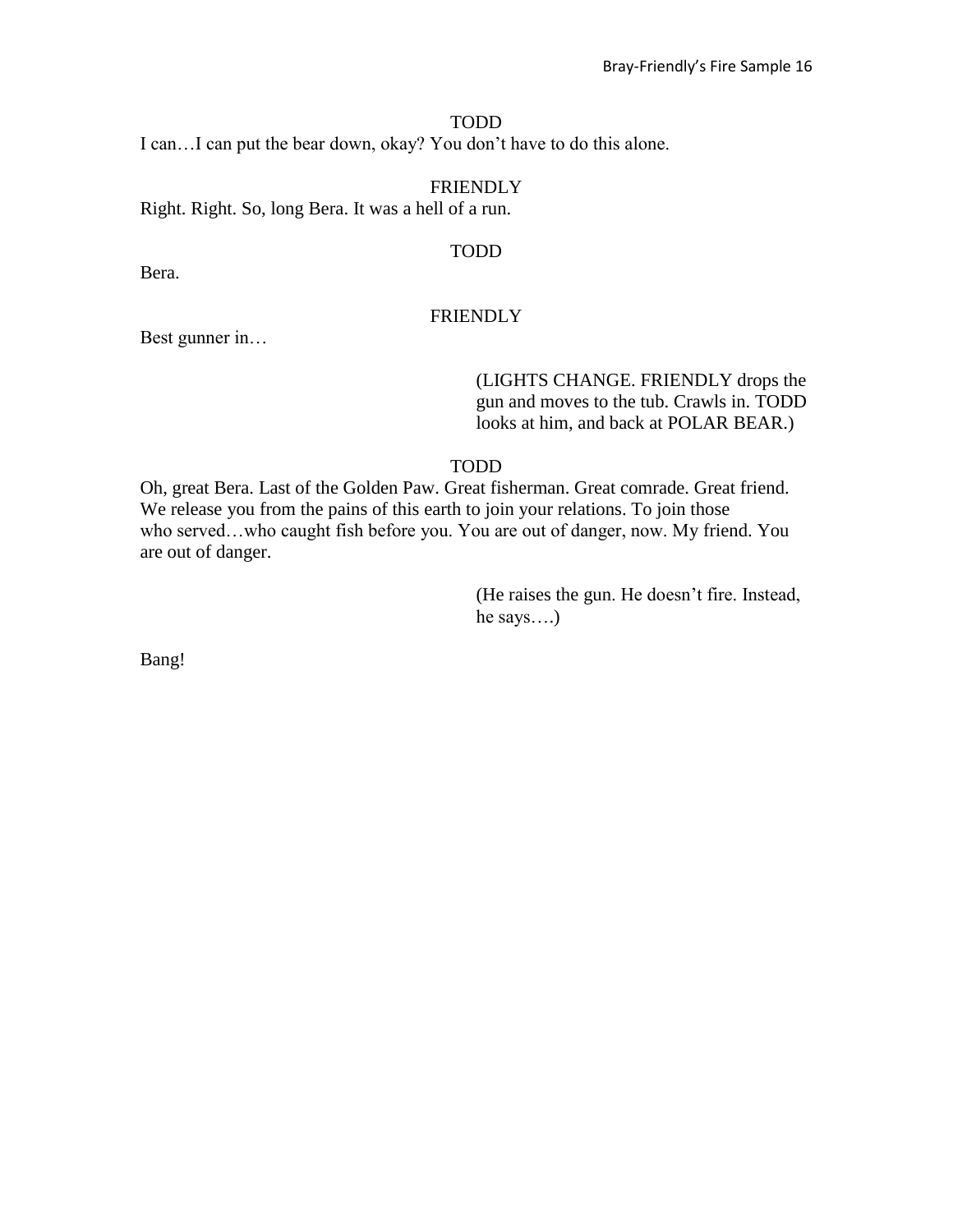TODD

I can…I can put the bear down, okay? You don't have to do this alone.

FRIENDLY

Right. Right. So, long Bera. It was a hell of a run.

TODD

Bera.

FRIENDLY

Best gunner in…

(LIGHTS CHANGE. FRIENDLY drops the gun and moves to the tub. Crawls in. TODD looks at him, and back at POLAR BEAR.)

TODD

Oh, great Bera. Last of the Golden Paw. Great fisherman. Great comrade. Great friend. We release you from the pains of this earth to join your relations. To join those who served…who caught fish before you. You are out of danger, now. My friend. You are out of danger.

(He raises the gun. He doesn't fire. Instead, he says….)

Bang!